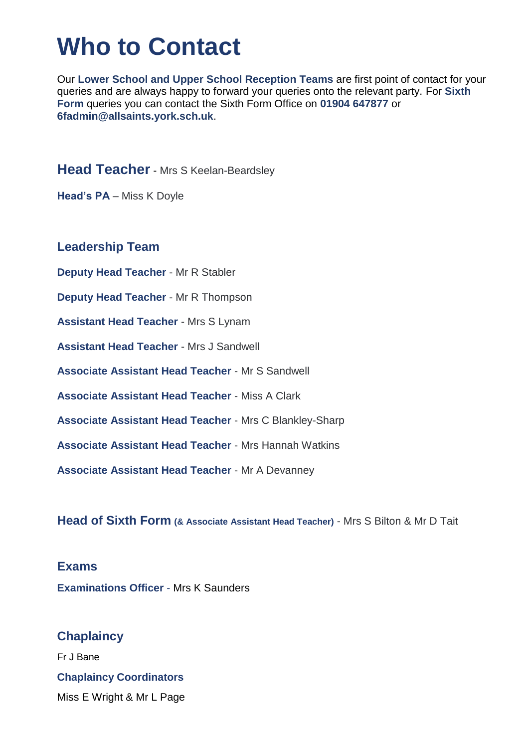# Who to Contact

Our **Lower School and Upper School Reception Teams** are first point of contact for your queries and are always happy to forward your queries onto the relevant party. For **Sixth Form** queries you can contact the Sixth Form Office on **01904 647877** or **6fadmin@allsaints.york.sch.uk**.

## Head Teacher - Mrs S Keelan-Beardsley

**Head's PA** – Miss K Doyle

### Leadership Team

**Deputy Head Teacher** - Mr R Stabler

**Deputy Head Teacher** - Mr R Thompson

**Assistant Head Teacher** - Mrs S Lynam

**Assistant Head Teacher** - Mrs J Sandwell

**Associate Assistant Head Teacher** - Mr S Sandwell

**Associate Assistant Head Teacher** - Miss A Clark

**Associate Assistant Head Teacher** - Mrs C Blankley-Sharp

**Associate Assistant Head Teacher** - Mrs Hannah Watkins

**Associate Assistant Head Teacher** - Mr A Devanney

## Head of Sixth Form (& Associate Assistant Head Teacher) - Mrs S Bilton & Mr D Tait

### Exams

**Examinations Officer** - Mrs K Saunders

### Chaplaincy

Fr J Bane

**Chaplaincy Coordinators**

Miss E Wright & Mr L Page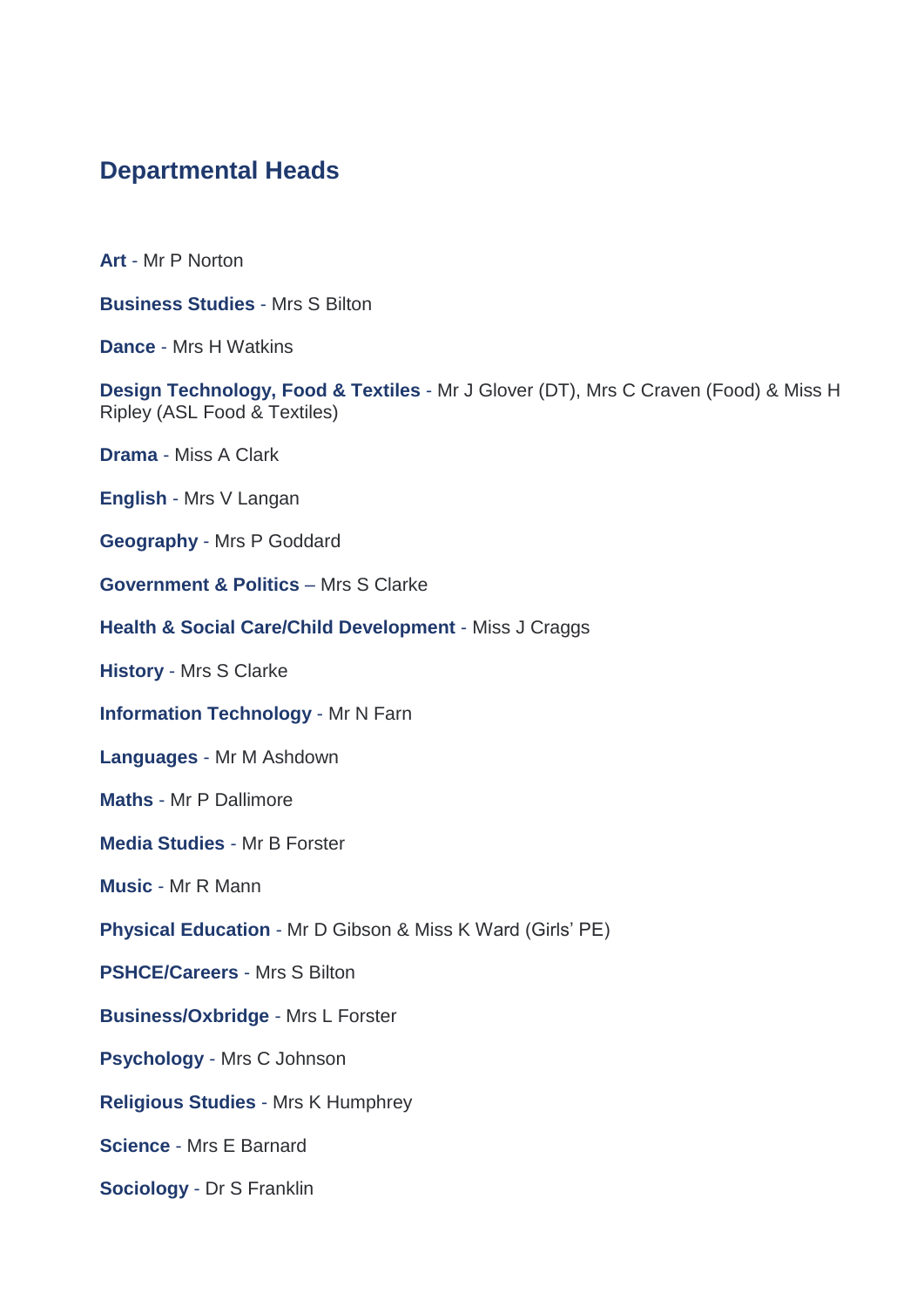## Departmental Heads

**Art** - Mr P Norton

**Business Studies** - Mrs S Bilton

**Dance** - Mrs H Watkins

**Design Technology, Food & Textiles** - Mr J Glover (DT), Mrs C Craven (Food) & Miss H Ripley (ASL Food & Textiles)

**Drama** - Miss A Clark

**English** - Mrs V Langan

**Geography** - Mrs P Goddard

**Government & Politics** – Mrs S Clarke

**Health & Social Care/Child Development** - Miss J Craggs

**History** - Mrs S Clarke

**Information Technology** - Mr N Farn

**Languages** - Mr M Ashdown

**Maths** - Mr P Dallimore

**Media Studies** - Mr B Forster

**Music** - Mr R Mann

**Physical Education** - Mr D Gibson & Miss K Ward (Girls' PE)

**PSHCE/Careers** - Mrs S Bilton

**Business/Oxbridge** - Mrs L Forster

**Psychology** - Mrs C Johnson

**Religious Studies** - Mrs K Humphrey

**Science** - Mrs E Barnard

**Sociology** - Dr S Franklin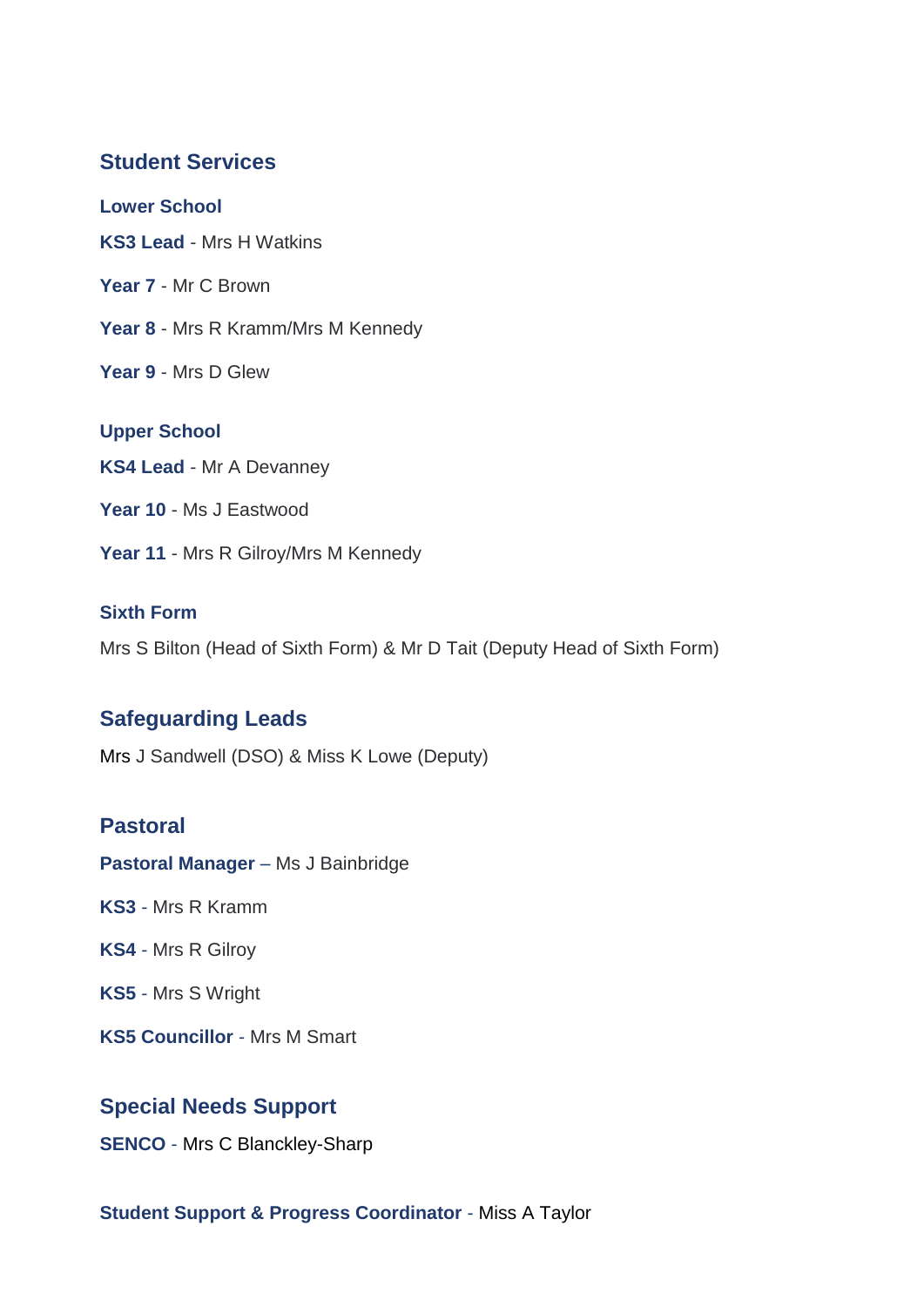## Student Services

### Lower School

**KS3 Lead** - Mrs H Watkins

**Year 7** - Mr C Brown

**Year 8** - Mrs R Kramm/Mrs M Kennedy

**Year 9** - Mrs D Glew

### Upper School

**KS4 Lead** - Mr A Devanney

**Year 10** - Ms J Eastwood

**Year 11** - Mrs R Gilroy/Mrs M Kennedy

### Sixth Form

Mrs S Bilton (Head of Sixth Form) & Mr D Tait (Deputy Head of Sixth Form)

## Safeguarding Leads

Mrs J Sandwell (DSO) & Miss K Lowe (Deputy)

## Pastoral

**Pastoral Manager** – Ms J Bainbridge

**KS3** - Mrs R Kramm

**KS4** - Mrs R Gilroy

**KS5** - Mrs S Wright

**KS5 Councillor** - Mrs M Smart

## Special Needs Support

**SENCO** - Mrs C Blanckley-Sharp

**Student Support & Progress Coordinator** - Miss A Taylor